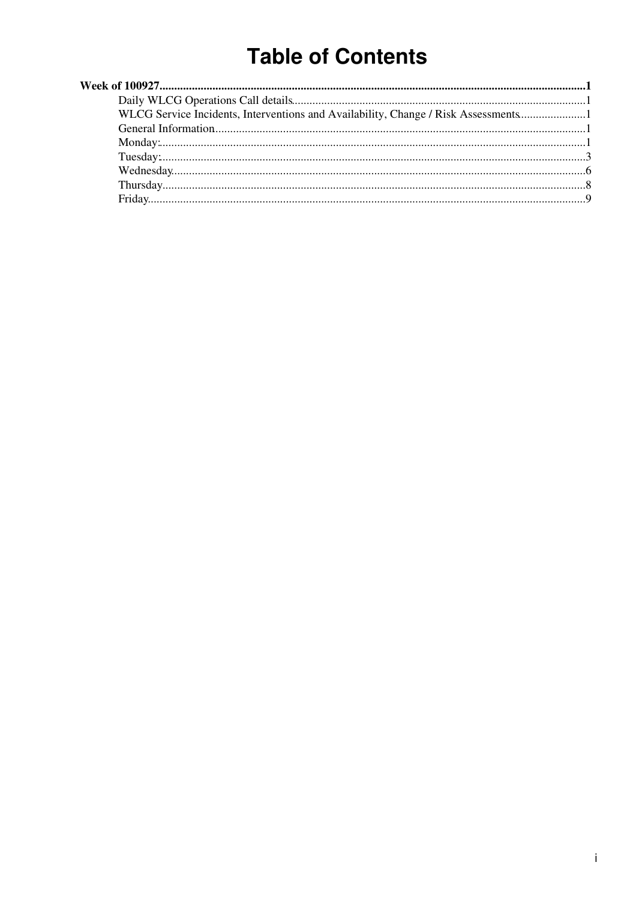# Table of Contents

**Week of 100927** ........................................................................ **1**

- Daily WLCG Operations Call details ........................................................................ 1
- WLCG Service Incidents, Interventions and Availability, Change / Risk Assessments ........................................................................ 1
- General Information ........................................................................ 1
- Monday: ........................................................................ 1
- Tuesday: ........................................................................ 3
- Wednesday ........................................................................ 6
- Thursday ........................................................................ 8
- Friday ........................................................................ 9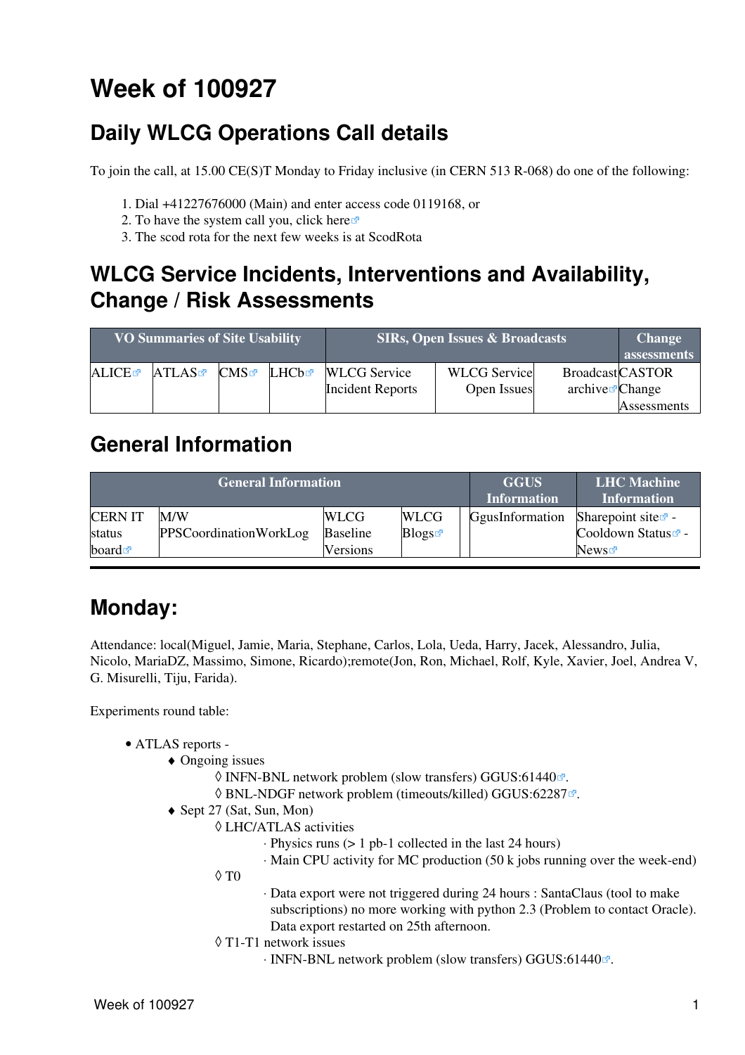// Week of 100927

## Daily WLCG Operations Call details

To join the call, at 15.00 CE(S)T Monday to Friday inclusive (in CERN 513 R-068) do one of the following:

1. Dial +41227676000 (Main) and enter access code 0119168, or
2. To have the system call you, click here
3. The scod rota for the next few weeks is at ScodRota

## WLCG Service Incidents, Interventions and Availability, Change / Risk Assessments

| VO Summaries of Site Usability | | | | SIRs, Open Issues & Broadcasts | | | Change assessments |
|---|---|---|---|---|---|---|---|
| ALICE | ATLAS | CMS | LHCb | WLCG Service Incident Reports | WLCG Service Open Issues | Broadcast archive | CASTOR Change Assessments |

## General Information

| General Information | | | | | GGUS Information | LHC Machine Information |
|---|---|---|---|---|---|---|
| CERN IT status board | M/W PPSCoordinationWorkLog | WLCG Baseline Versions | WLCG Blogs | | GgusInformation | Sharepoint site - Cooldown Status - News |

---

## Monday:

Attendance: local(Miguel, Jamie, Maria, Stephane, Carlos, Lola, Ueda, Harry, Jacek, Alessandro, Julia, Nicolo, MariaDZ, Massimo, Simone, Ricardo);remote(Jon, Ron, Michael, Rolf, Kyle, Xavier, Joel, Andrea V, G. Misurelli, Tiju, Farida).

Experiments round table:

- ATLAS reports -
    - Ongoing issues
        - INFN-BNL network problem (slow transfers) GGUS:61440.
        - BNL-NDGF network problem (timeouts/killed) GGUS:62287.
    - Sept 27 (Sat, Sun, Mon)
        - LHC/ATLAS activities
            - Physics runs (> 1 pb-1 collected in the last 24 hours)
            - Main CPU activity for MC production (50 k jobs running over the week-end)
        - T0
            - Data export were not triggered during 24 hours : SantaClaus (tool to make subscriptions) no more working with python 2.3 (Problem to contact Oracle). Data export restarted on 25th afternoon.
        - T1-T1 network issues
            - INFN-BNL network problem (slow transfers) GGUS:61440.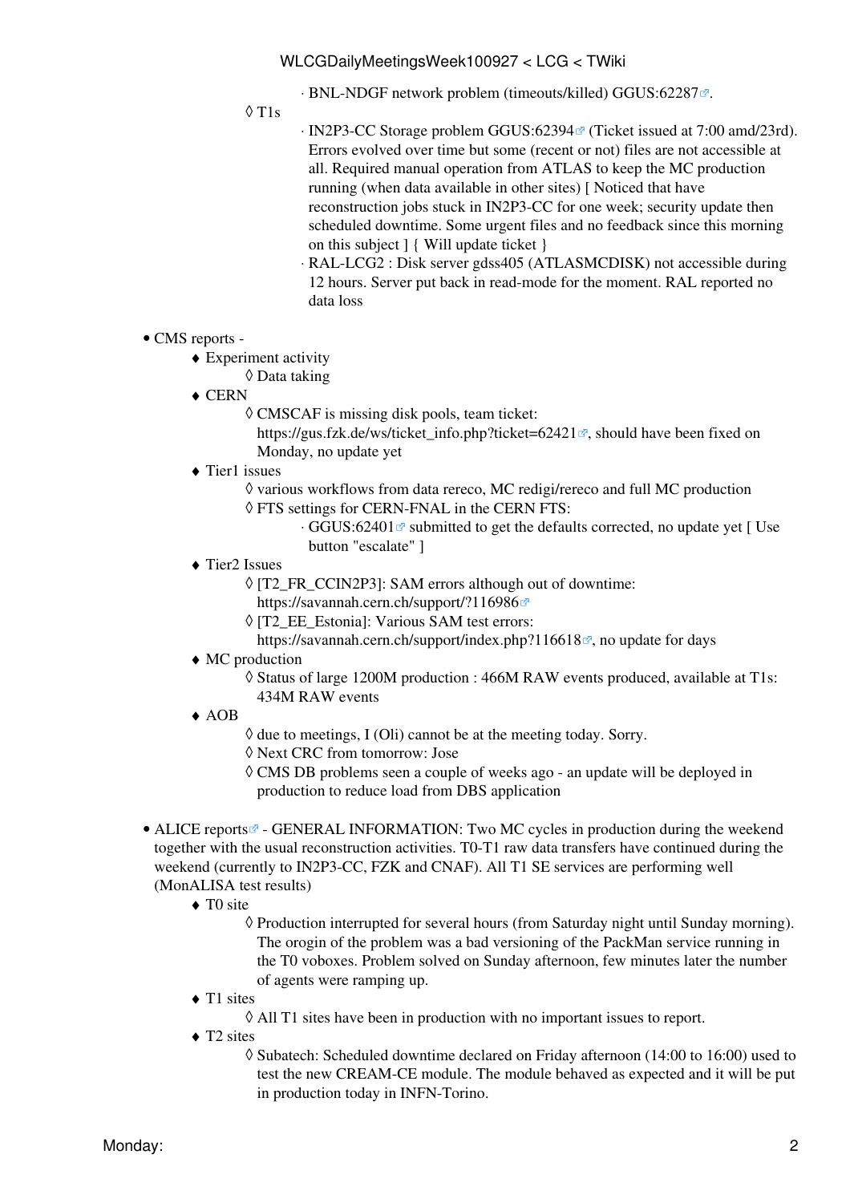- BNL-NDGF network problem (timeouts/killed) GGUS:62287.
    - T1s
        - IN2P3-CC Storage problem GGUS:62394 (Ticket issued at 7:00 amd/23rd). Errors evolved over time but some (recent or not) files are not accessible at all. Required manual operation from ATLAS to keep the MC production running (when data available in other sites) [ Noticed that have reconstruction jobs stuck in IN2P3-CC for one week; security update then scheduled downtime. Some urgent files and no feedback since this morning on this subject ] { Will update ticket }
        - RAL-LCG2 : Disk server gdss405 (ATLASMCDISK) not accessible during 12 hours. Server put back in read-mode for the moment. RAL reported no data loss

- CMS reports -
    - Experiment activity
        - Data taking
    - CERN
        - CMSCAF is missing disk pools, team ticket: https://gus.fzk.de/ws/ticket_info.php?ticket=62421, should have been fixed on Monday, no update yet
    - Tier1 issues
        - various workflows from data rereco, MC redigi/rereco and full MC production
        - FTS settings for CERN-FNAL in the CERN FTS:
            - GGUS:62401 submitted to get the defaults corrected, no update yet [ Use button "escalate" ]
    - Tier2 Issues
        - [T2_FR_CCIN2P3]: SAM errors although out of downtime: https://savannah.cern.ch/support/?116986
        - [T2_EE_Estonia]: Various SAM test errors: https://savannah.cern.ch/support/index.php?116618, no update for days
    - MC production
        - Status of large 1200M production : 466M RAW events produced, available at T1s: 434M RAW events
    - AOB
        - due to meetings, I (Oli) cannot be at the meeting today. Sorry.
        - Next CRC from tomorrow: Jose
        - CMS DB problems seen a couple of weeks ago - an update will be deployed in production to reduce load from DBS application

- ALICE reports - GENERAL INFORMATION: Two MC cycles in production during the weekend together with the usual reconstruction activities. T0-T1 raw data transfers have continued during the weekend (currently to IN2P3-CC, FZK and CNAF). All T1 SE services are performing well (MonALISA test results)
    - T0 site
        - Production interrupted for several hours (from Saturday night until Sunday morning). The orogin of the problem was a bad versioning of the PackMan service running in the T0 voboxes. Problem solved on Sunday afternoon, few minutes later the number of agents were ramping up.
    - T1 sites
        - All T1 sites have been in production with no important issues to report.
    - T2 sites
        - Subatech: Scheduled downtime declared on Friday afternoon (14:00 to 16:00) used to test the new CREAM-CE module. The module behaved as expected and it will be put in production today in INFN-Torino.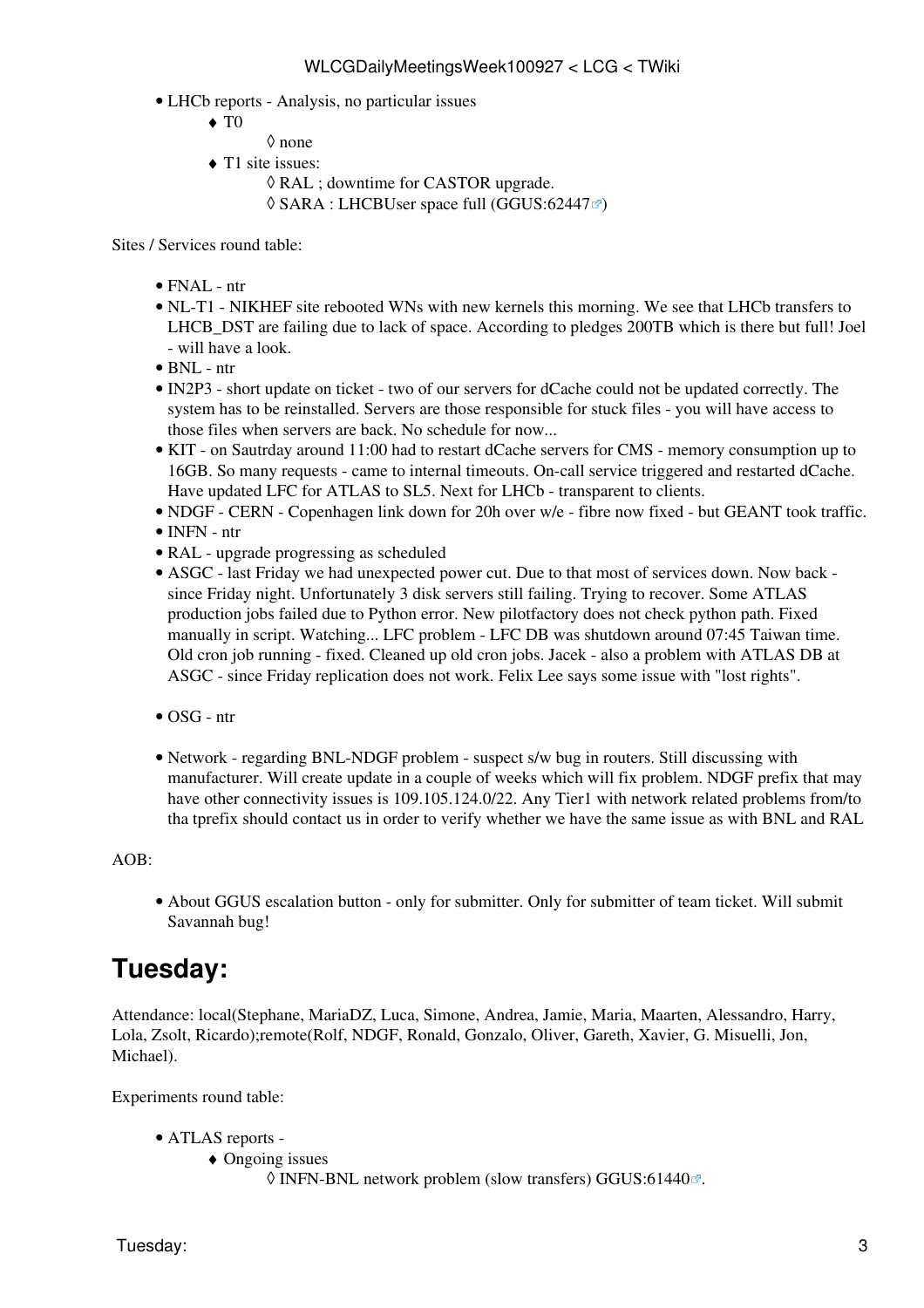- LHCb reports - Analysis, no particular issues
    - T0
        - none
    - T1 site issues:
        - RAL ; downtime for CASTOR upgrade.
        - SARA : LHCBUser space full (GGUS:62447)

Sites / Services round table:

- FNAL - ntr
- NL-T1 - NIKHEF site rebooted WNs with new kernels this morning. We see that LHCb transfers to LHCB_DST are failing due to lack of space. According to pledges 200TB which is there but full! Joel - will have a look.
- BNL - ntr
- IN2P3 - short update on ticket - two of our servers for dCache could not be updated correctly. The system has to be reinstalled. Servers are those responsible for stuck files - you will have access to those files when servers are back. No schedule for now...
- KIT - on Sautrday around 11:00 had to restart dCache servers for CMS - memory consumption up to 16GB. So many requests - came to internal timeouts. On-call service triggered and restarted dCache. Have updated LFC for ATLAS to SL5. Next for LHCb - transparent to clients.
- NDGF - CERN - Copenhagen link down for 20h over w/e - fibre now fixed - but GEANT took traffic.
- INFN - ntr
- RAL - upgrade progressing as scheduled
- ASGC - last Friday we had unexpected power cut. Due to that most of services down. Now back - since Friday night. Unfortunately 3 disk servers still failing. Trying to recover. Some ATLAS production jobs failed due to Python error. New pilotfactory does not check python path. Fixed manually in script. Watching... LFC problem - LFC DB was shutdown around 07:45 Taiwan time. Old cron job running - fixed. Cleaned up old cron jobs. Jacek - also a problem with ATLAS DB at ASGC - since Friday replication does not work. Felix Lee says some issue with "lost rights".

- OSG - ntr

- Network - regarding BNL-NDGF problem - suspect s/w bug in routers. Still discussing with manufacturer. Will create update in a couple of weeks which will fix problem. NDGF prefix that may have other connectivity issues is 109.105.124.0/22. Any Tier1 with network related problems from/to tha tprefix should contact us in order to verify whether we have the same issue as with BNL and RAL

AOB:

- About GGUS escalation button - only for submitter. Only for submitter of team ticket. Will submit Savannah bug!

## Tuesday:

Attendance: local(Stephane, MariaDZ, Luca, Simone, Andrea, Jamie, Maria, Maarten, Alessandro, Harry, Lola, Zsolt, Ricardo);remote(Rolf, NDGF, Ronald, Gonzalo, Oliver, Gareth, Xavier, G. Misuelli, Jon, Michael).

Experiments round table:

- ATLAS reports -
    - Ongoing issues
        - INFN-BNL network problem (slow transfers) GGUS:61440.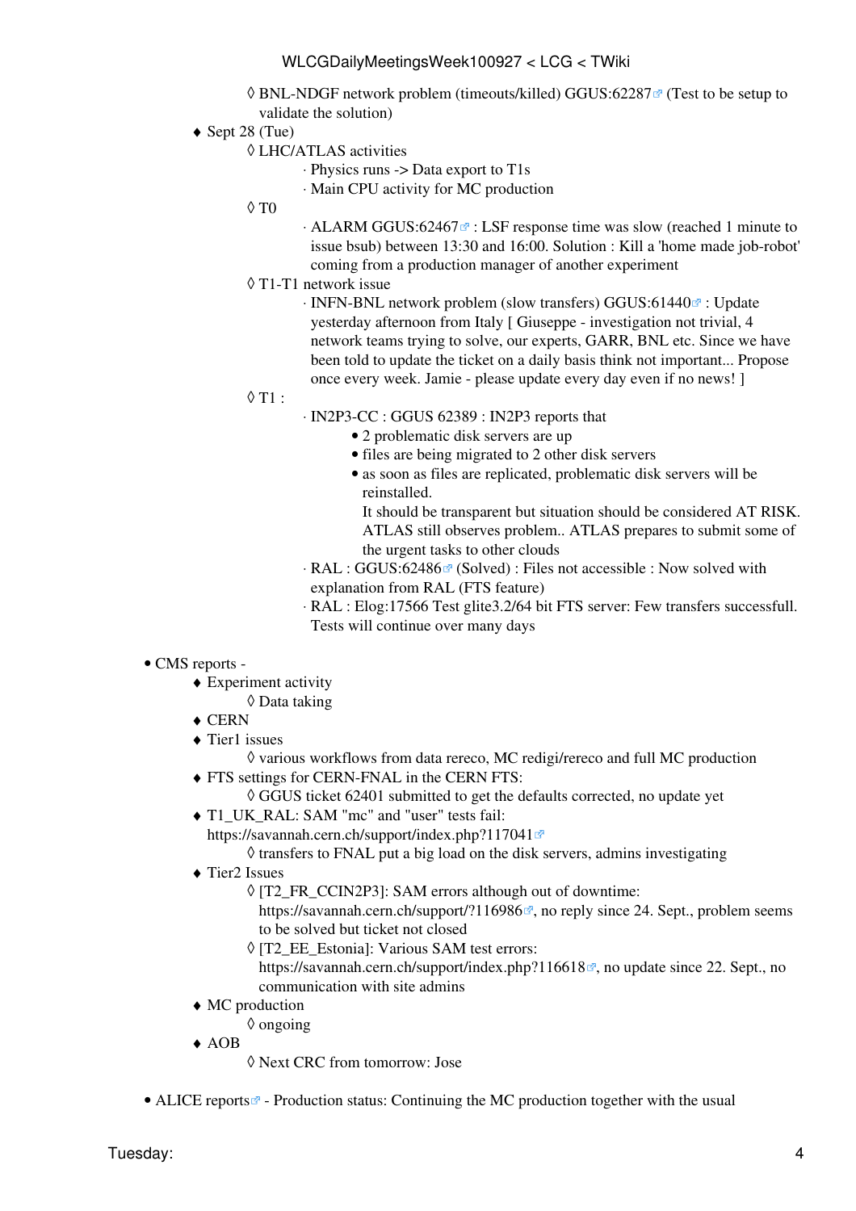- BNL-NDGF network problem (timeouts/killed) GGUS:62287 (Test to be setup to validate the solution)
- Sept 28 (Tue)
  - LHC/ATLAS activities
    - Physics runs -> Data export to T1s
    - Main CPU activity for MC production
  - T0
    - ALARM GGUS:62467 : LSF response time was slow (reached 1 minute to issue bsub) between 13:30 and 16:00. Solution : Kill a 'home made job-robot' coming from a production manager of another experiment
  - T1-T1 network issue
    - INFN-BNL network problem (slow transfers) GGUS:61440 : Update yesterday afternoon from Italy [ Giuseppe - investigation not trivial, 4 network teams trying to solve, our experts, GARR, BNL etc. Since we have been told to update the ticket on a daily basis think not important... Propose once every week. Jamie - please update every day even if no news! ]
  - T1 :
    - IN2P3-CC : GGUS 62389 : IN2P3 reports that
      - 2 problematic disk servers are up
      - files are being migrated to 2 other disk servers
      - as soon as files are replicated, problematic disk servers will be reinstalled.
        It should be transparent but situation should be considered AT RISK. ATLAS still observes problem.. ATLAS prepares to submit some of the urgent tasks to other clouds
    - RAL : GGUS:62486 (Solved) : Files not accessible : Now solved with explanation from RAL (FTS feature)
    - RAL : Elog:17566 Test glite3.2/64 bit FTS server: Few transfers successfull. Tests will continue over many days

- CMS reports -
  - Experiment activity
    - Data taking
  - CERN
  - Tier1 issues
    - various workflows from data rereco, MC redigi/rereco and full MC production
  - FTS settings for CERN-FNAL in the CERN FTS:
    - GGUS ticket 62401 submitted to get the defaults corrected, no update yet
  - T1_UK_RAL: SAM "mc" and "user" tests fail: https://savannah.cern.ch/support/index.php?117041
    - transfers to FNAL put a big load on the disk servers, admins investigating
  - Tier2 Issues
    - [T2_FR_CCIN2P3]: SAM errors although out of downtime: https://savannah.cern.ch/support/?116986, no reply since 24. Sept., problem seems to be solved but ticket not closed
    - [T2_EE_Estonia]: Various SAM test errors: https://savannah.cern.ch/support/index.php?116618, no update since 22. Sept., no communication with site admins
  - MC production
    - ongoing
  - AOB
    - Next CRC from tomorrow: Jose

- ALICE reports - Production status: Continuing the MC production together with the usual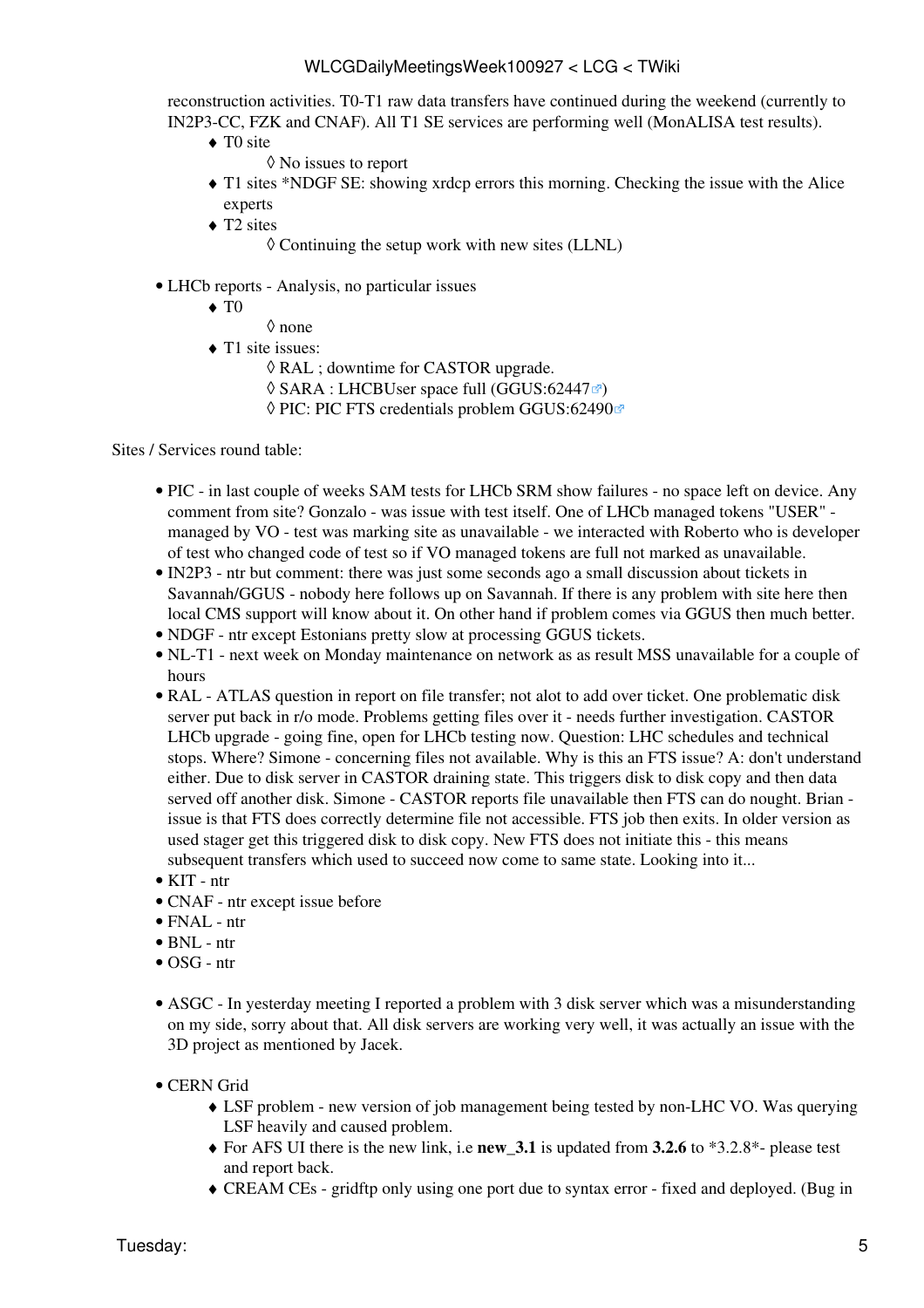reconstruction activities. T0-T1 raw data transfers have continued during the weekend (currently to IN2P3-CC, FZK and CNAF). All T1 SE services are performing well (MonALISA test results).

- T0 site
  - No issues to report
- T1 sites *NDGF SE: showing xrdcp errors this morning. Checking the issue with the Alice experts
- T2 sites
  - Continuing the setup work with new sites (LLNL)

- LHCb reports - Analysis, no particular issues
  - T0
    - none
  - T1 site issues:
    - RAL ; downtime for CASTOR upgrade.
    - SARA : LHCBUser space full (GGUS:62447)
    - PIC: PIC FTS credentials problem GGUS:62490

Sites / Services round table:

- PIC - in last couple of weeks SAM tests for LHCb SRM show failures - no space left on device. Any comment from site? Gonzalo - was issue with test itself. One of LHCb managed tokens "USER" - managed by VO - test was marking site as unavailable - we interacted with Roberto who is developer of test who changed code of test so if VO managed tokens are full not marked as unavailable.
- IN2P3 - ntr but comment: there was just some seconds ago a small discussion about tickets in Savannah/GGUS - nobody here follows up on Savannah. If there is any problem with site here then local CMS support will know about it. On other hand if problem comes via GGUS then much better.
- NDGF - ntr except Estonians pretty slow at processing GGUS tickets.
- NL-T1 - next week on Monday maintenance on network as as result MSS unavailable for a couple of hours
- RAL - ATLAS question in report on file transfer; not alot to add over ticket. One problematic disk server put back in r/o mode. Problems getting files over it - needs further investigation. CASTOR LHCb upgrade - going fine, open for LHCb testing now. Question: LHC schedules and technical stops. Where? Simone - concerning files not available. Why is this an FTS issue? A: don't understand either. Due to disk server in CASTOR draining state. This triggers disk to disk copy and then data served off another disk. Simone - CASTOR reports file unavailable then FTS can do nought. Brian - issue is that FTS does correctly determine file not accessible. FTS job then exits. In older version as used stager get this triggered disk to disk copy. New FTS does not initiate this - this means subsequent transfers which used to succeed now come to same state. Looking into it...
- KIT - ntr
- CNAF - ntr except issue before
- FNAL - ntr
- BNL - ntr
- OSG - ntr

- ASGC - In yesterday meeting I reported a problem with 3 disk server which was a misunderstanding on my side, sorry about that. All disk servers are working very well, it was actually an issue with the 3D project as mentioned by Jacek.

- CERN Grid
  - LSF problem - new version of job management being tested by non-LHC VO. Was querying LSF heavily and caused problem.
  - For AFS UI there is the new link, i.e **new_3.1** is updated from **3.2.6** to *3.2.8*- please test and report back.
  - CREAM CEs - gridftp only using one port due to syntax error - fixed and deployed. (Bug in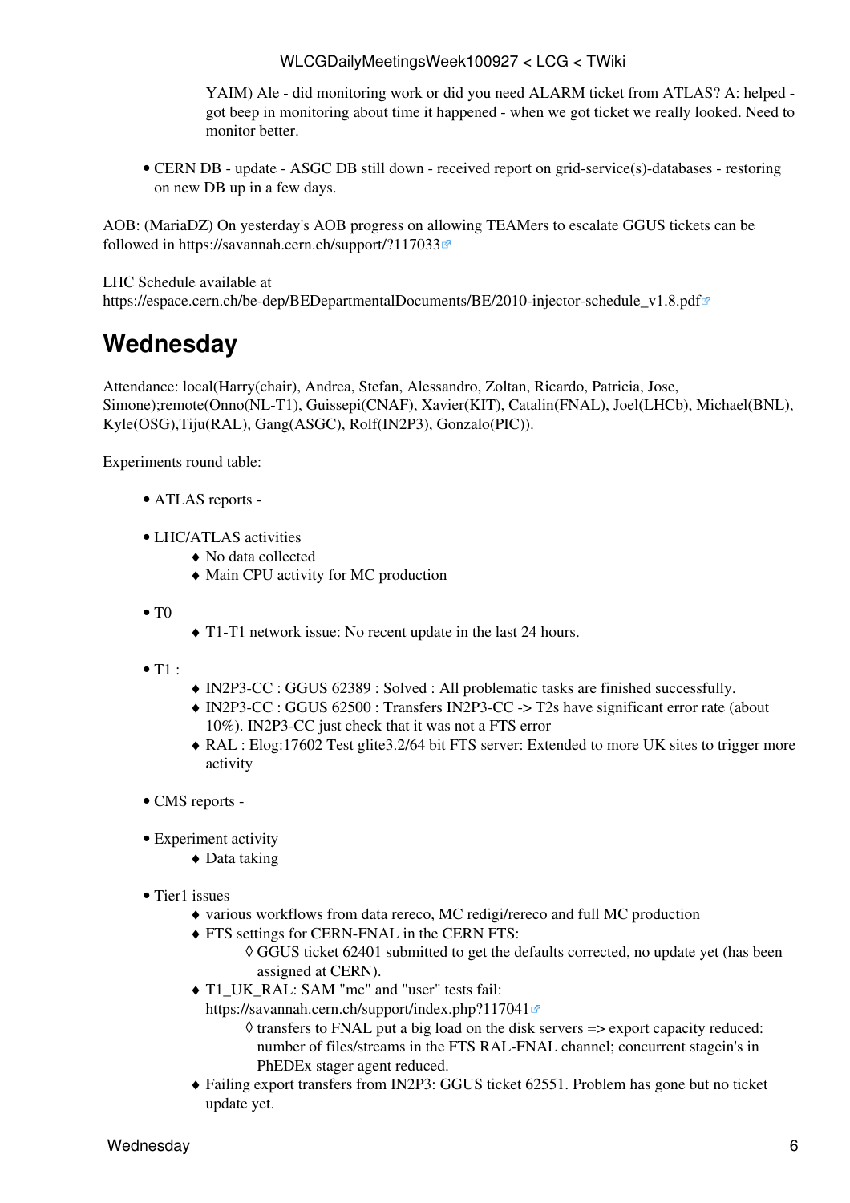YAIM) Ale - did monitoring work or did you need ALARM ticket from ATLAS? A: helped - got beep in monitoring about time it happened - when we got ticket we really looked. Need to monitor better.

- CERN DB - update - ASGC DB still down - received report on grid-service(s)-databases - restoring on new DB up in a few days.

AOB: (MariaDZ) On yesterday's AOB progress on allowing TEAMers to escalate GGUS tickets can be followed in https://savannah.cern.ch/support/?117033

LHC Schedule available at https://espace.cern.ch/be-dep/BEDepartmentalDocuments/BE/2010-injector-schedule_v1.8.pdf

## Wednesday

Attendance: local(Harry(chair), Andrea, Stefan, Alessandro, Zoltan, Ricardo, Patricia, Jose, Simone);remote(Onno(NL-T1), Guissepi(CNAF), Xavier(KIT), Catalin(FNAL), Joel(LHCb), Michael(BNL), Kyle(OSG),Tiju(RAL), Gang(ASGC), Rolf(IN2P3), Gonzalo(PIC)).

Experiments round table:

- ATLAS reports -
- LHC/ATLAS activities
    - No data collected
    - Main CPU activity for MC production
- T0
    - T1-T1 network issue: No recent update in the last 24 hours.
- T1 :
    - IN2P3-CC : GGUS 62389 : Solved : All problematic tasks are finished successfully.
    - IN2P3-CC : GGUS 62500 : Transfers IN2P3-CC -> T2s have significant error rate (about 10%). IN2P3-CC just check that it was not a FTS error
    - RAL : Elog:17602 Test glite3.2/64 bit FTS server: Extended to more UK sites to trigger more activity
- CMS reports -
- Experiment activity
    - Data taking
- Tier1 issues
    - various workflows from data rereco, MC redigi/rereco and full MC production
    - FTS settings for CERN-FNAL in the CERN FTS:
        - GGUS ticket 62401 submitted to get the defaults corrected, no update yet (has been assigned at CERN).
    - T1_UK_RAL: SAM "mc" and "user" tests fail: https://savannah.cern.ch/support/index.php?117041
        - transfers to FNAL put a big load on the disk servers => export capacity reduced: number of files/streams in the FTS RAL-FNAL channel; concurrent stagein's in PhEDEx stager agent reduced.
    - Failing export transfers from IN2P3: GGUS ticket 62551. Problem has gone but no ticket update yet.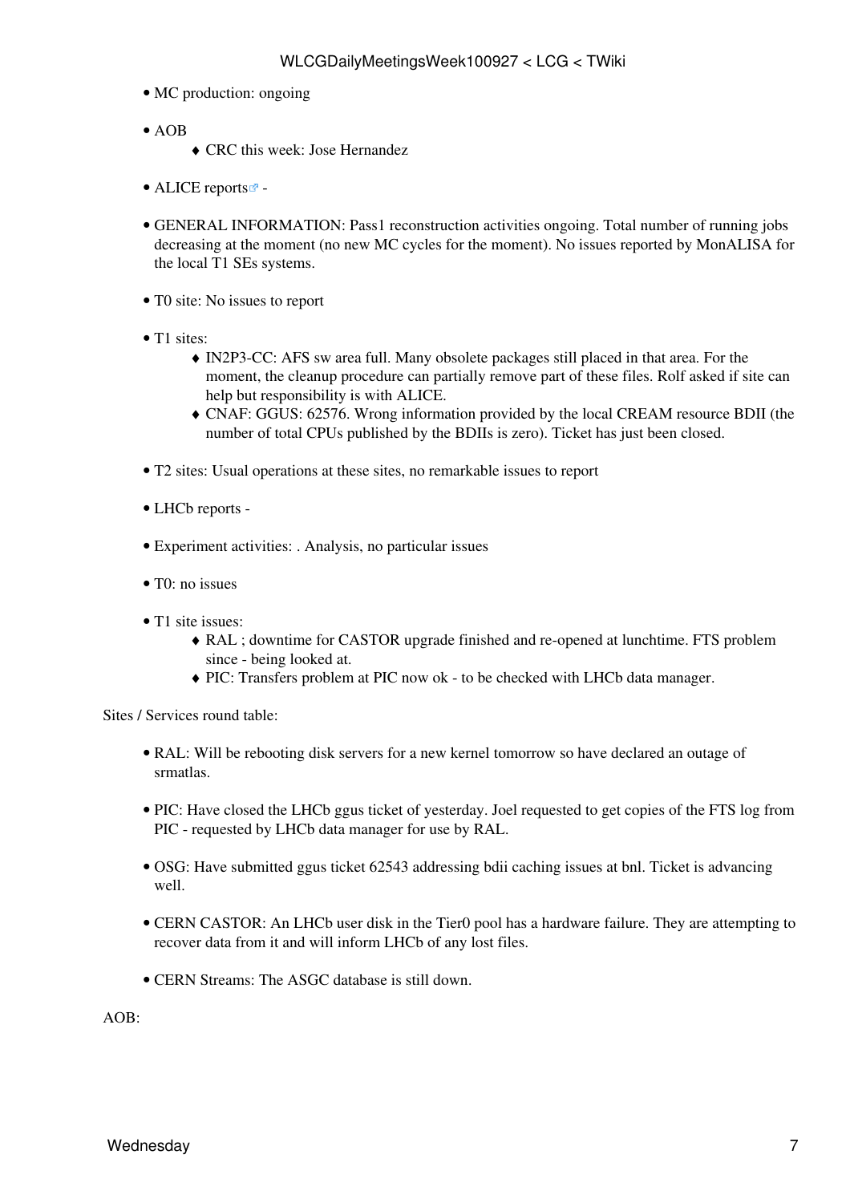- MC production: ongoing

- AOB
    - CRC this week: Jose Hernandez

- ALICE reports -

- GENERAL INFORMATION: Pass1 reconstruction activities ongoing. Total number of running jobs decreasing at the moment (no new MC cycles for the moment). No issues reported by MonALISA for the local T1 SEs systems.

- T0 site: No issues to report

- T1 sites:
    - IN2P3-CC: AFS sw area full. Many obsolete packages still placed in that area. For the moment, the cleanup procedure can partially remove part of these files. Rolf asked if site can help but responsibility is with ALICE.
    - CNAF: GGUS: 62576. Wrong information provided by the local CREAM resource BDII (the number of total CPUs published by the BDIIs is zero). Ticket has just been closed.

- T2 sites: Usual operations at these sites, no remarkable issues to report

- LHCb reports -

- Experiment activities: . Analysis, no particular issues

- T0: no issues

- T1 site issues:
    - RAL ; downtime for CASTOR upgrade finished and re-opened at lunchtime. FTS problem since - being looked at.
    - PIC: Transfers problem at PIC now ok - to be checked with LHCb data manager.

Sites / Services round table:

- RAL: Will be rebooting disk servers for a new kernel tomorrow so have declared an outage of srmatlas.

- PIC: Have closed the LHCb ggus ticket of yesterday. Joel requested to get copies of the FTS log from PIC - requested by LHCb data manager for use by RAL.

- OSG: Have submitted ggus ticket 62543 addressing bdii caching issues at bnl. Ticket is advancing well.

- CERN CASTOR: An LHCb user disk in the Tier0 pool has a hardware failure. They are attempting to recover data from it and will inform LHCb of any lost files.

- CERN Streams: The ASGC database is still down.

AOB: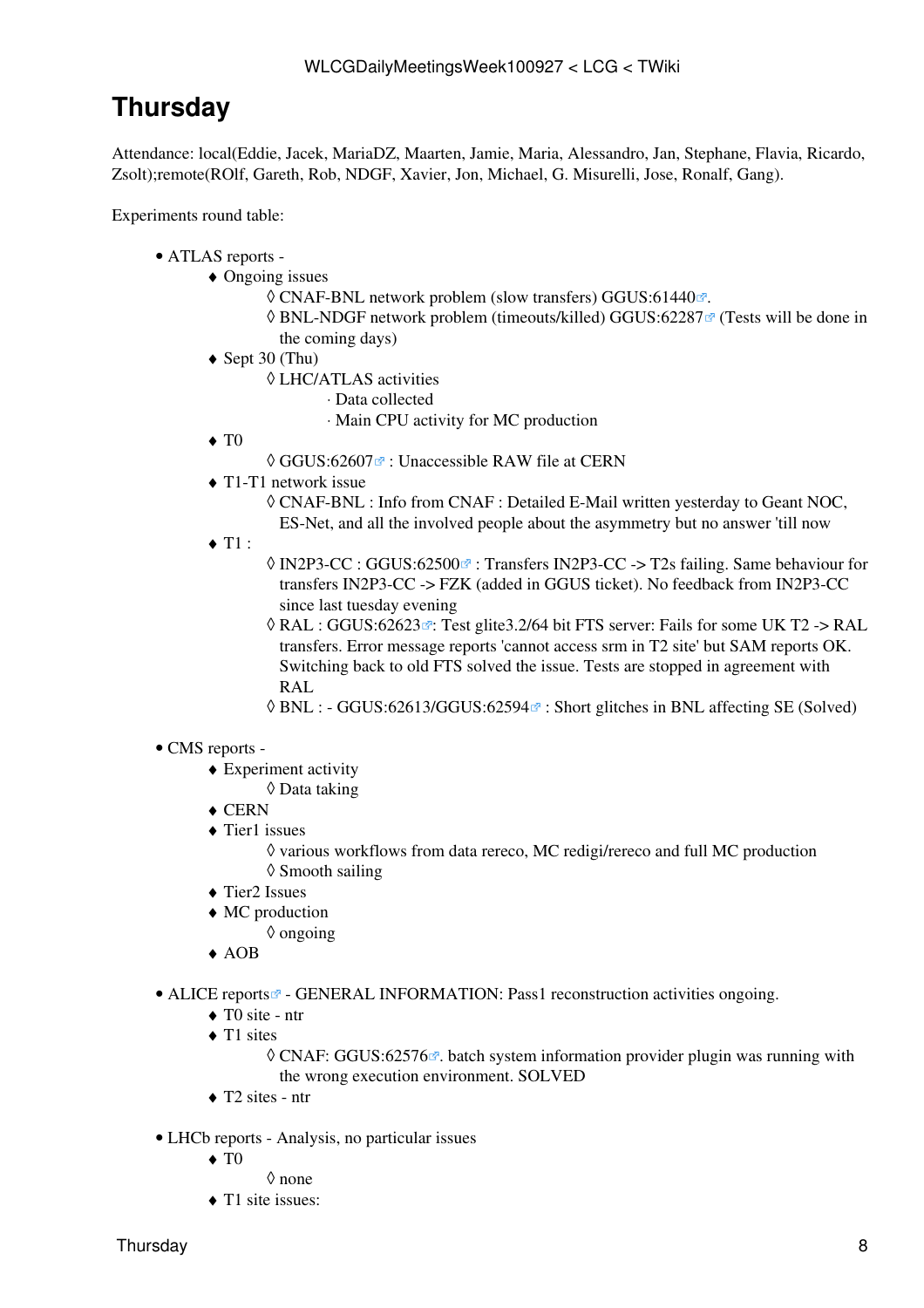# Thursday

Attendance: local(Eddie, Jacek, MariaDZ, Maarten, Jamie, Maria, Alessandro, Jan, Stephane, Flavia, Ricardo, Zsolt);remote(ROlf, Gareth, Rob, NDGF, Xavier, Jon, Michael, G. Misurelli, Jose, Ronalf, Gang).

Experiments round table:

- ATLAS reports -
    - Ongoing issues
        - CNAF-BNL network problem (slow transfers) GGUS:61440.
        - BNL-NDGF network problem (timeouts/killed) GGUS:62287 (Tests will be done in the coming days)
    - Sept 30 (Thu)
        - LHC/ATLAS activities
            - Data collected
            - Main CPU activity for MC production
    - T0
        - GGUS:62607 : Unaccessible RAW file at CERN
    - T1-T1 network issue
        - CNAF-BNL : Info from CNAF : Detailed E-Mail written yesterday to Geant NOC, ES-Net, and all the involved people about the asymmetry but no answer 'till now
    - T1 :
        - IN2P3-CC : GGUS:62500 : Transfers IN2P3-CC -> T2s failing. Same behaviour for transfers IN2P3-CC -> FZK (added in GGUS ticket). No feedback from IN2P3-CC since last tuesday evening
        - RAL : GGUS:62623: Test glite3.2/64 bit FTS server: Fails for some UK T2 -> RAL transfers. Error message reports 'cannot access srm in T2 site' but SAM reports OK. Switching back to old FTS solved the issue. Tests are stopped in agreement with RAL
        - BNL : - GGUS:62613/GGUS:62594 : Short glitches in BNL affecting SE (Solved)

- CMS reports -
    - Experiment activity
        - Data taking
    - CERN
    - Tier1 issues
        - various workflows from data rereco, MC redigi/rereco and full MC production
        - Smooth sailing
    - Tier2 Issues
    - MC production
        - ongoing
    - AOB

- ALICE reports - GENERAL INFORMATION: Pass1 reconstruction activities ongoing.
    - T0 site - ntr
    - T1 sites
        - CNAF: GGUS:62576. batch system information provider plugin was running with the wrong execution environment. SOLVED
    - T2 sites - ntr

- LHCb reports - Analysis, no particular issues
    - T0
        - none
    - T1 site issues: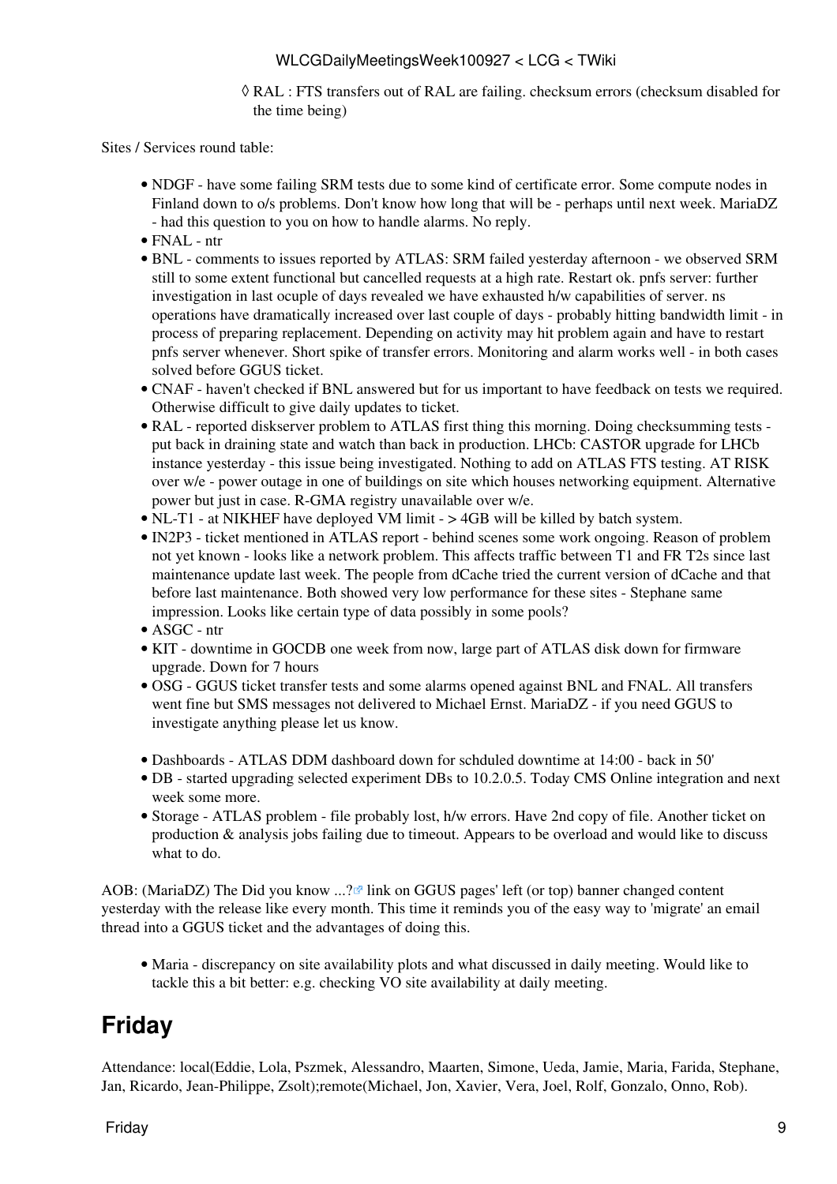◊ RAL : FTS transfers out of RAL are failing. checksum errors (checksum disabled for the time being)

Sites / Services round table:

- NDGF - have some failing SRM tests due to some kind of certificate error. Some compute nodes in Finland down to o/s problems. Don't know how long that will be - perhaps until next week. MariaDZ - had this question to you on how to handle alarms. No reply.
- FNAL - ntr
- BNL - comments to issues reported by ATLAS: SRM failed yesterday afternoon - we observed SRM still to some extent functional but cancelled requests at a high rate. Restart ok. pnfs server: further investigation in last ocuple of days revealed we have exhausted h/w capabilities of server. ns operations have dramatically increased over last couple of days - probably hitting bandwidth limit - in process of preparing replacement. Depending on activity may hit problem again and have to restart pnfs server whenever. Short spike of transfer errors. Monitoring and alarm works well - in both cases solved before GGUS ticket.
- CNAF - haven't checked if BNL answered but for us important to have feedback on tests we required. Otherwise difficult to give daily updates to ticket.
- RAL - reported diskserver problem to ATLAS first thing this morning. Doing checksumming tests - put back in draining state and watch than back in production. LHCb: CASTOR upgrade for LHCb instance yesterday - this issue being investigated. Nothing to add on ATLAS FTS testing. AT RISK over w/e - power outage in one of buildings on site which houses networking equipment. Alternative power but just in case. R-GMA registry unavailable over w/e.
- NL-T1 - at NIKHEF have deployed VM limit - > 4GB will be killed by batch system.
- IN2P3 - ticket mentioned in ATLAS report - behind scenes some work ongoing. Reason of problem not yet known - looks like a network problem. This affects traffic between T1 and FR T2s since last maintenance update last week. The people from dCache tried the current version of dCache and that before last maintenance. Both showed very low performance for these sites - Stephane same impression. Looks like certain type of data possibly in some pools?
- ASGC - ntr
- KIT - downtime in GOCDB one week from now, large part of ATLAS disk down for firmware upgrade. Down for 7 hours
- OSG - GGUS ticket transfer tests and some alarms opened against BNL and FNAL. All transfers went fine but SMS messages not delivered to Michael Ernst. MariaDZ - if you need GGUS to investigate anything please let us know.

- Dashboards - ATLAS DDM dashboard down for schduled downtime at 14:00 - back in 50'
- DB - started upgrading selected experiment DBs to 10.2.0.5. Today CMS Online integration and next week some more.
- Storage - ATLAS problem - file probably lost, h/w errors. Have 2nd copy of file. Another ticket on production & analysis jobs failing due to timeout. Appears to be overload and would like to discuss what to do.

AOB: (MariaDZ) The Did you know ...? link on GGUS pages' left (or top) banner changed content yesterday with the release like every month. This time it reminds you of the easy way to 'migrate' an email thread into a GGUS ticket and the advantages of doing this.

- Maria - discrepancy on site availability plots and what discussed in daily meeting. Would like to tackle this a bit better: e.g. checking VO site availability at daily meeting.

## Friday

Attendance: local(Eddie, Lola, Pszmek, Alessandro, Maarten, Simone, Ueda, Jamie, Maria, Farida, Stephane, Jan, Ricardo, Jean-Philippe, Zsolt);remote(Michael, Jon, Xavier, Vera, Joel, Rolf, Gonzalo, Onno, Rob).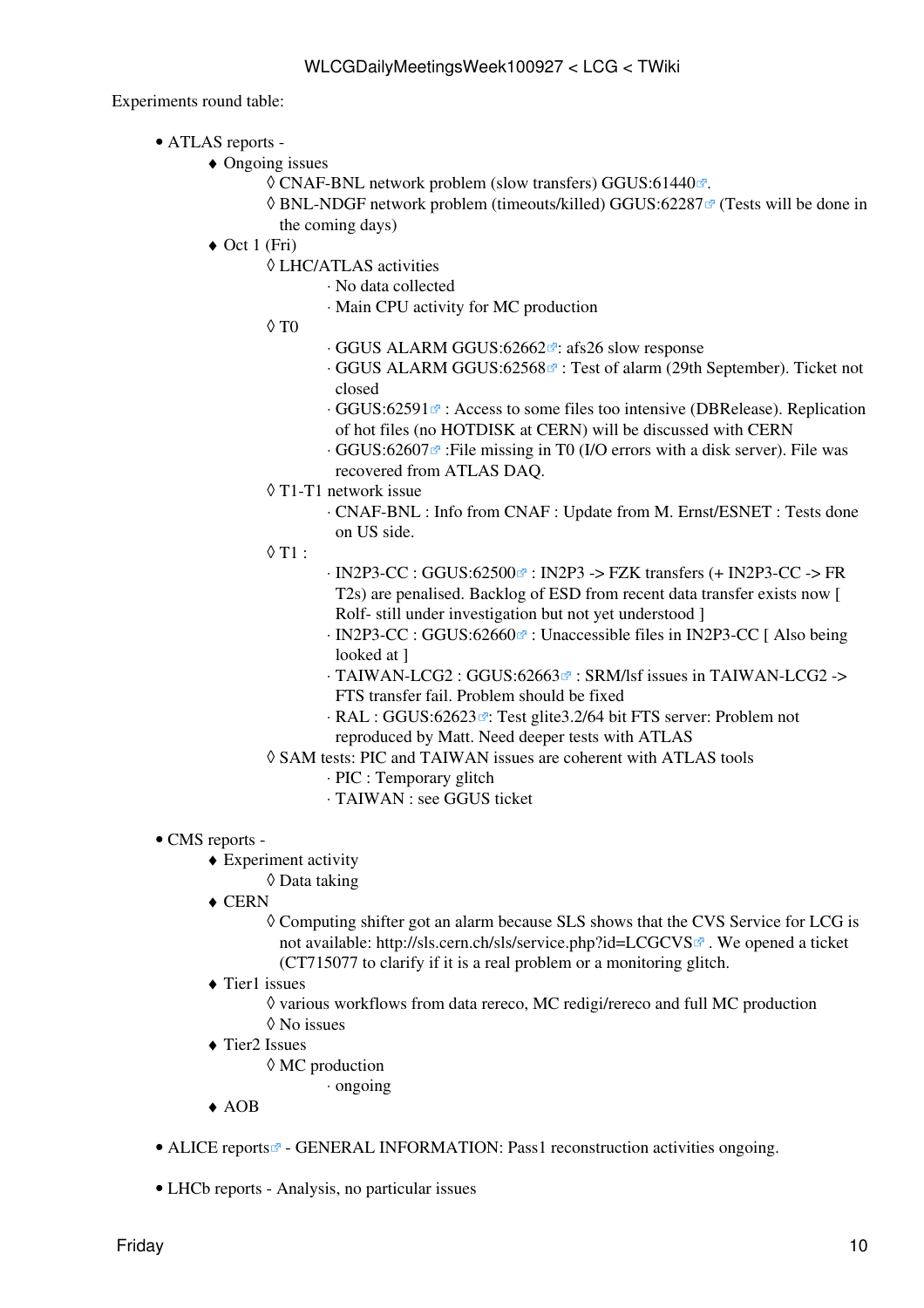Experiments round table:

- ATLAS reports -
  - Ongoing issues
    - CNAF-BNL network problem (slow transfers) GGUS:61440.
    - BNL-NDGF network problem (timeouts/killed) GGUS:62287 (Tests will be done in the coming days)
  - Oct 1 (Fri)
    - LHC/ATLAS activities
      - No data collected
      - Main CPU activity for MC production
    - T0
      - GGUS ALARM GGUS:62662: afs26 slow response
      - GGUS ALARM GGUS:62568 : Test of alarm (29th September). Ticket not closed
      - GGUS:62591 : Access to some files too intensive (DBRelease). Replication of hot files (no HOTDISK at CERN) will be discussed with CERN
      - GGUS:62607 :File missing in T0 (I/O errors with a disk server). File was recovered from ATLAS DAQ.
    - T1-T1 network issue
      - CNAF-BNL : Info from CNAF : Update from M. Ernst/ESNET : Tests done on US side.
    - T1 :
      - IN2P3-CC : GGUS:62500 : IN2P3 -> FZK transfers (+ IN2P3-CC -> FR T2s) are penalised. Backlog of ESD from recent data transfer exists now [ Rolf- still under investigation but not yet understood ]
      - IN2P3-CC : GGUS:62660 : Unaccessible files in IN2P3-CC [ Also being looked at ]
      - TAIWAN-LCG2 : GGUS:62663 : SRM/lsf issues in TAIWAN-LCG2 -> FTS transfer fail. Problem should be fixed
      - RAL : GGUS:62623: Test glite3.2/64 bit FTS server: Problem not reproduced by Matt. Need deeper tests with ATLAS
    - SAM tests: PIC and TAIWAN issues are coherent with ATLAS tools
      - PIC : Temporary glitch
      - TAIWAN : see GGUS ticket

- CMS reports -
  - Experiment activity
    - Data taking
  - CERN
    - Computing shifter got an alarm because SLS shows that the CVS Service for LCG is not available: http://sls.cern.ch/sls/service.php?id=LCGCVS . We opened a ticket (CT715077 to clarify if it is a real problem or a monitoring glitch.
  - Tier1 issues
    - various workflows from data rereco, MC redigi/rereco and full MC production
    - No issues
  - Tier2 Issues
    - MC production
      - ongoing
  - AOB

- ALICE reports - GENERAL INFORMATION: Pass1 reconstruction activities ongoing.

- LHCb reports - Analysis, no particular issues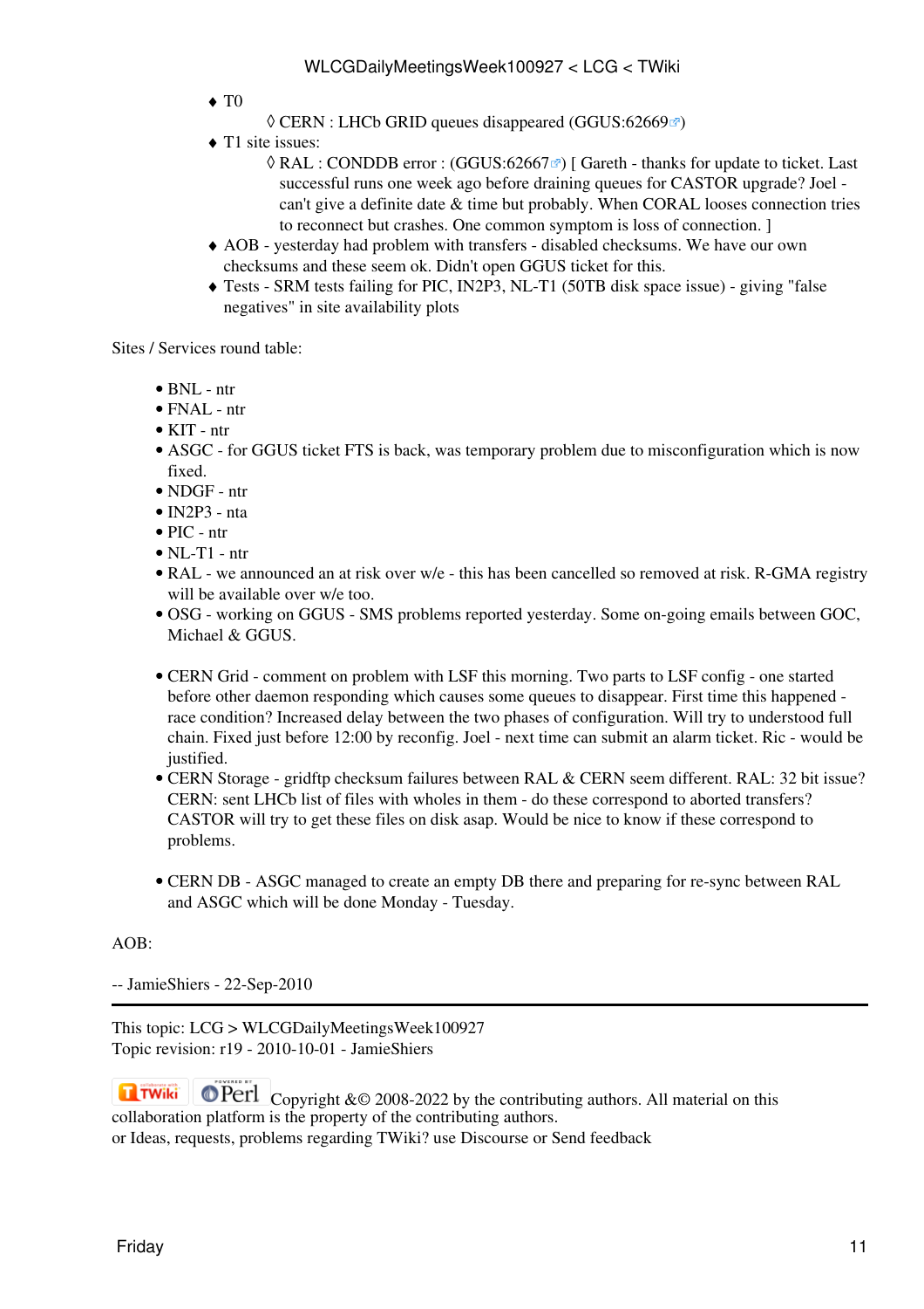- T0
    - CERN : LHCb GRID queues disappeared (GGUS:62669)
- T1 site issues:
    - RAL : CONDDB error : (GGUS:62667) [ Gareth - thanks for update to ticket. Last successful runs one week ago before draining queues for CASTOR upgrade? Joel - can't give a definite date & time but probably. When CORAL looses connection tries to reconnect but crashes. One common symptom is loss of connection. ]
- AOB - yesterday had problem with transfers - disabled checksums. We have our own checksums and these seem ok. Didn't open GGUS ticket for this.
- Tests - SRM tests failing for PIC, IN2P3, NL-T1 (50TB disk space issue) - giving "false negatives" in site availability plots

Sites / Services round table:

- BNL - ntr
- FNAL - ntr
- KIT - ntr
- ASGC - for GGUS ticket FTS is back, was temporary problem due to misconfiguration which is now fixed.
- NDGF - ntr
- IN2P3 - nta
- PIC - ntr
- NL-T1 - ntr
- RAL - we announced an at risk over w/e - this has been cancelled so removed at risk. R-GMA registry will be available over w/e too.
- OSG - working on GGUS - SMS problems reported yesterday. Some on-going emails between GOC, Michael & GGUS.

- CERN Grid - comment on problem with LSF this morning. Two parts to LSF config - one started before other daemon responding which causes some queues to disappear. First time this happened - race condition? Increased delay between the two phases of configuration. Will try to understood full chain. Fixed just before 12:00 by reconfig. Joel - next time can submit an alarm ticket. Ric - would be justified.
- CERN Storage - gridftp checksum failures between RAL & CERN seem different. RAL: 32 bit issue? CERN: sent LHCb list of files with wholes in them - do these correspond to aborted transfers? CASTOR will try to get these files on disk asap. Would be nice to know if these correspond to problems.

- CERN DB - ASGC managed to create an empty DB there and preparing for re-sync between RAL and ASGC which will be done Monday - Tuesday.

AOB:

-- JamieShiers - 22-Sep-2010

---

This topic: LCG > WLCGDailyMeetingsWeek100927
Topic revision: r19 - 2010-10-01 - JamieShiers

Copyright &© 2008-2022 by the contributing authors. All material on this collaboration platform is the property of the contributing authors.
or Ideas, requests, problems regarding TWiki? use Discourse or Send feedback